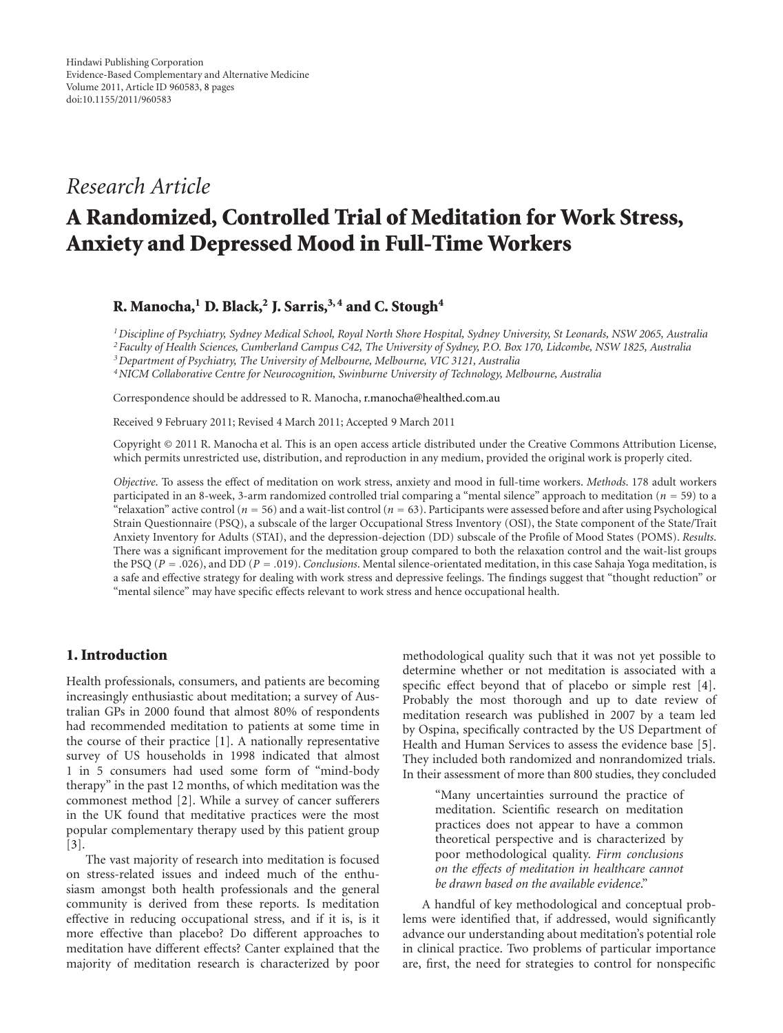Hindawi Publishing Corporation
Evidence-Based Complementary and Alternative Medicine
Volume 2011, Article ID 960583, 8 pages
doi:10.1155/2011/960583

*Research Article*

# A Randomized, Controlled Trial of Meditation for Work Stress, Anxiety and Depressed Mood in Full-Time Workers

**R. Manocha,[1] D. Black,[2] J. Sarris,[3,4] and C. Stough[4]**

[1] *Discipline of Psychiatry, Sydney Medical School, Royal North Shore Hospital, Sydney University, St Leonards, NSW 2065, Australia*
[2] *Faculty of Health Sciences, Cumberland Campus C42, The University of Sydney, P.O. Box 170, Lidcombe, NSW 1825, Australia*
[3] *Department of Psychiatry, The University of Melbourne, Melbourne, VIC 3121, Australia*
[4] *NICM Collaborative Centre for Neurocognition, Swinburne University of Technology, Melbourne, Australia*

Correspondence should be addressed to R. Manocha, r.manocha@healthed.com.au

Received 9 February 2011; Revised 4 March 2011; Accepted 9 March 2011

Copyright © 2011 R. Manocha et al. This is an open access article distributed under the Creative Commons Attribution License, which permits unrestricted use, distribution, and reproduction in any medium, provided the original work is properly cited.

*Objective*. To assess the effect of meditation on work stress, anxiety and mood in full-time workers. *Methods*. 178 adult workers participated in an 8-week, 3-arm randomized controlled trial comparing a "mental silence" approach to meditation ($n = 59$) to a "relaxation" active control ($n = 56$) and a wait-list control ($n = 63$). Participants were assessed before and after using Psychological Strain Questionnaire (PSQ), a subscale of the larger Occupational Stress Inventory (OSI), the State component of the State/Trait Anxiety Inventory for Adults (STAI), and the depression-dejection (DD) subscale of the Profile of Mood States (POMS). *Results*. There was a significant improvement for the meditation group compared to both the relaxation control and the wait-list groups the PSQ ($P = .026$), and DD ($P = .019$). *Conclusions*. Mental silence-orientated meditation, in this case Sahaja Yoga meditation, is a safe and effective strategy for dealing with work stress and depressive feelings. The findings suggest that "thought reduction" or "mental silence" may have specific effects relevant to work stress and hence occupational health.

## 1. Introduction

Health professionals, consumers, and patients are becoming increasingly enthusiastic about meditation; a survey of Australian GPs in 2000 found that almost 80% of respondents had recommended meditation to patients at some time in the course of their practice [1]. A nationally representative survey of US households in 1998 indicated that almost 1 in 5 consumers had used some form of "mind-body therapy" in the past 12 months, of which meditation was the commonest method [2]. While a survey of cancer sufferers in the UK found that meditative practices were the most popular complementary therapy used by this patient group [3].

The vast majority of research into meditation is focused on stress-related issues and indeed much of the enthusiasm amongst both health professionals and the general community is derived from these reports. Is meditation effective in reducing occupational stress, and if it is, is it more effective than placebo? Do different approaches to meditation have different effects? Canter explained that the majority of meditation research is characterized by poor methodological quality such that it was not yet possible to determine whether or not meditation is associated with a specific effect beyond that of placebo or simple rest [4]. Probably the most thorough and up to date review of meditation research was published in 2007 by a team led by Ospina, specifically contracted by the US Department of Health and Human Services to assess the evidence base [5]. They included both randomized and nonrandomized trials. In their assessment of more than 800 studies, they concluded

> "Many uncertainties surround the practice of meditation. Scientific research on meditation practices does not appear to have a common theoretical perspective and is characterized by poor methodological quality. *Firm conclusions on the effects of meditation in healthcare cannot be drawn based on the available evidence*."

A handful of key methodological and conceptual problems were identified that, if addressed, would significantly advance our understanding about meditation's potential role in clinical practice. Two problems of particular importance are, first, the need for strategies to control for nonspecific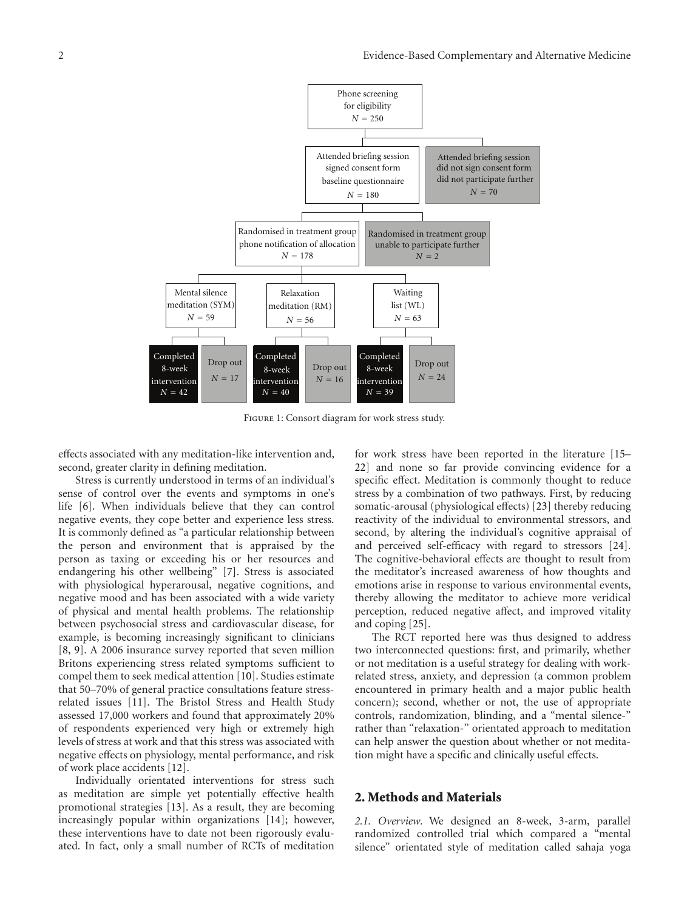Phone screening for eligibility
$N = 250$

Attended briefing session signed consent form baseline questionnaire
$N = 180$

Attended briefing session did not sign consent form did not participate further
$N = 70$

Randomised in treatment group phone notification of allocation
$N = 178$

Randomised in treatment group unable to participate further
$N = 2$

| Mental silence meditation (SYM) $N = 59$ | | Relaxation meditation (RM) $N = 56$ | | Waiting list (WL) $N = 63$ | |
|---|---|---|---|---|---|
| Completed 8-week intervention $N = 42$ | Drop out $N = 17$ | Completed 8-week intervention $N = 40$ | Drop out $N = 16$ | Completed 8-week intervention $N = 39$ | Drop out $N = 24$ |

Figure 1: Consort diagram for work stress study.

effects associated with any meditation-like intervention and, second, greater clarity in defining meditation.

Stress is currently understood in terms of an individual's sense of control over the events and symptoms in one's life [6]. When individuals believe that they can control negative events, they cope better and experience less stress. It is commonly defined as "a particular relationship between the person and environment that is appraised by the person as taxing or exceeding his or her resources and endangering his other wellbeing" [7]. Stress is associated with physiological hyperarousal, negative cognitions, and negative mood and has been associated with a wide variety of physical and mental health problems. The relationship between psychosocial stress and cardiovascular disease, for example, is becoming increasingly significant to clinicians [8, 9]. A 2006 insurance survey reported that seven million Britons experiencing stress related symptoms sufficient to compel them to seek medical attention [10]. Studies estimate that 50–70% of general practice consultations feature stress-related issues [11]. The Bristol Stress and Health Study assessed 17,000 workers and found that approximately 20% of respondents experienced very high or extremely high levels of stress at work and that this stress was associated with negative effects on physiology, mental performance, and risk of work place accidents [12].

Individually orientated interventions for stress such as meditation are simple yet potentially effective health promotional strategies [13]. As a result, they are becoming increasingly popular within organizations [14]; however, these interventions have to date not been rigorously evaluated. In fact, only a small number of RCTs of meditation for work stress have been reported in the literature [15–22] and none so far provide convincing evidence for a specific effect. Meditation is commonly thought to reduce stress by a combination of two pathways. First, by reducing somatic-arousal (physiological effects) [23] thereby reducing reactivity of the individual to environmental stressors, and second, by altering the individual's cognitive appraisal of and perceived self-efficacy with regard to stressors [24]. The cognitive-behavioral effects are thought to result from the meditator's increased awareness of how thoughts and emotions arise in response to various environmental events, thereby allowing the meditator to achieve more veridical perception, reduced negative affect, and improved vitality and coping [25].

The RCT reported here was thus designed to address two interconnected questions: first, and primarily, whether or not meditation is a useful strategy for dealing with work-related stress, anxiety, and depression (a common problem encountered in primary health and a major public health concern); second, whether or not, the use of appropriate controls, randomization, blinding, and a "mental silence-" rather than "relaxation-" orientated approach to meditation can help answer the question about whether or not meditation might have a specific and clinically useful effects.

## 2. Methods and Materials

*2.1. Overview.* We designed an 8-week, 3-arm, parallel randomized controlled trial which compared a "mental silence" orientated style of meditation called sahaja yoga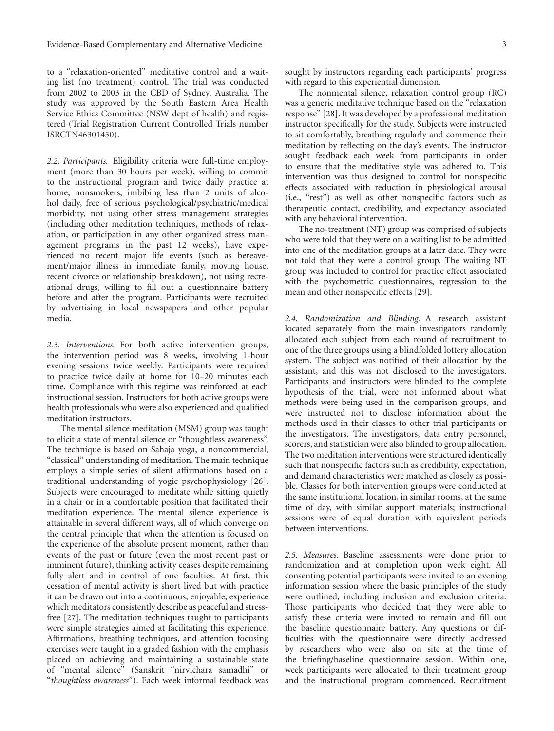to a "relaxation-oriented" meditative control and a waiting list (no treatment) control. The trial was conducted from 2002 to 2003 in the CBD of Sydney, Australia. The study was approved by the South Eastern Area Health Service Ethics Committee (NSW dept of health) and registered (Trial Registration Current Controlled Trials number ISRCTN46301450).

*2.2. Participants.* Eligibility criteria were full-time employment (more than 30 hours per week), willing to commit to the instructional program and twice daily practice at home, nonsmokers, imbibing less than 2 units of alcohol daily, free of serious psychological/psychiatric/medical morbidity, not using other stress management strategies (including other meditation techniques, methods of relaxation, or participation in any other organized stress management programs in the past 12 weeks), have experienced no recent major life events (such as bereavement/major illness in immediate family, moving house, recent divorce or relationship breakdown), not using recreational drugs, willing to fill out a questionnaire battery before and after the program. Participants were recruited by advertising in local newspapers and other popular media.

*2.3. Interventions.* For both active intervention groups, the intervention period was 8 weeks, involving 1-hour evening sessions twice weekly. Participants were required to practice twice daily at home for 10–20 minutes each time. Compliance with this regime was reinforced at each instructional session. Instructors for both active groups were health professionals who were also experienced and qualified meditation instructors.

The mental silence meditation (MSM) group was taught to elicit a state of mental silence or "thoughtless awareness". The technique is based on Sahaja yoga, a noncommercial, "classical" understanding of meditation. The main technique employs a simple series of silent affirmations based on a traditional understanding of yogic psychophysiology [26]. Subjects were encouraged to meditate while sitting quietly in a chair or in a comfortable position that facilitated their meditation experience. The mental silence experience is attainable in several different ways, all of which converge on the central principle that when the attention is focused on the experience of the absolute present moment, rather than events of the past or future (even the most recent past or imminent future), thinking activity ceases despite remaining fully alert and in control of one faculties. At first, this cessation of mental activity is short lived but with practice it can be drawn out into a continuous, enjoyable, experience which meditators consistently describe as peaceful and stress-free [27]. The meditation techniques taught to participants were simple strategies aimed at facilitating this experience. Affirmations, breathing techniques, and attention focusing exercises were taught in a graded fashion with the emphasis placed on achieving and maintaining a sustainable state of "mental silence" (Sanskrit "nirvichara samadhi" or "*thoughtless awareness*"). Each week informal feedback was sought by instructors regarding each participants' progress with regard to this experiential dimension.

The nonmental silence, relaxation control group (RC) was a generic meditative technique based on the "relaxation response" [28]. It was developed by a professional meditation instructor specifically for the study. Subjects were instructed to sit comfortably, breathing regularly and commence their meditation by reflecting on the day's events. The instructor sought feedback each week from participants in order to ensure that the meditative style was adhered to. This intervention was thus designed to control for nonspecific effects associated with reduction in physiological arousal (i.e., "rest") as well as other nonspecific factors such as therapeutic contact, credibility, and expectancy associated with any behavioral intervention.

The no-treatment (NT) group was comprised of subjects who were told that they were on a waiting list to be admitted into one of the meditation groups at a later date. They were not told that they were a control group. The waiting NT group was included to control for practice effect associated with the psychometric questionnaires, regression to the mean and other nonspecific effects [29].

*2.4. Randomization and Blinding.* A research assistant located separately from the main investigators randomly allocated each subject from each round of recruitment to one of the three groups using a blindfolded lottery allocation system. The subject was notified of their allocation by the assistant, and this was not disclosed to the investigators. Participants and instructors were blinded to the complete hypothesis of the trial, were not informed about what methods were being used in the comparison groups, and were instructed not to disclose information about the methods used in their classes to other trial participants or the investigators. The investigators, data entry personnel, scorers, and statistician were also blinded to group allocation. The two meditation interventions were structured identically such that nonspecific factors such as credibility, expectation, and demand characteristics were matched as closely as possible. Classes for both intervention groups were conducted at the same institutional location, in similar rooms, at the same time of day, with similar support materials; instructional sessions were of equal duration with equivalent periods between interventions.

*2.5. Measures.* Baseline assessments were done prior to randomization and at completion upon week eight. All consenting potential participants were invited to an evening information session where the basic principles of the study were outlined, including inclusion and exclusion criteria. Those participants who decided that they were able to satisfy these criteria were invited to remain and fill out the baseline questionnaire battery. Any questions or difficulties with the questionnaire were directly addressed by researchers who were also on site at the time of the briefing/baseline questionnaire session. Within one, week participants were allocated to their treatment group and the instructional program commenced. Recruitment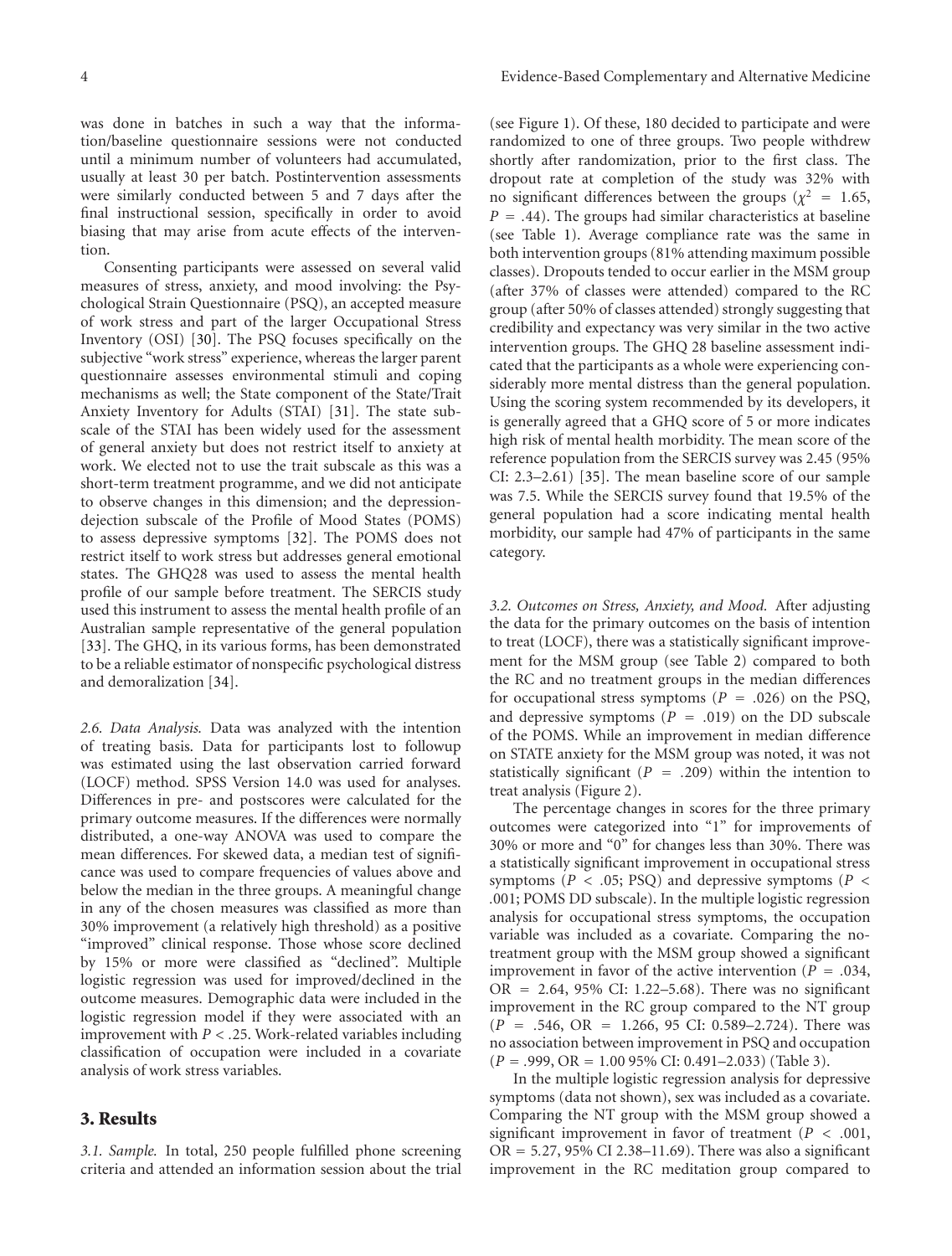was done in batches in such a way that the information/baseline questionnaire sessions were not conducted until a minimum number of volunteers had accumulated, usually at least 30 per batch. Postintervention assessments were similarly conducted between 5 and 7 days after the final instructional session, specifically in order to avoid biasing that may arise from acute effects of the intervention.

Consenting participants were assessed on several valid measures of stress, anxiety, and mood involving: the Psychological Strain Questionnaire (PSQ), an accepted measure of work stress and part of the larger Occupational Stress Inventory (OSI) [30]. The PSQ focuses specifically on the subjective "work stress" experience, whereas the larger parent questionnaire assesses environmental stimuli and coping mechanisms as well; the State component of the State/Trait Anxiety Inventory for Adults (STAI) [31]. The state subscale of the STAI has been widely used for the assessment of general anxiety but does not restrict itself to anxiety at work. We elected not to use the trait subscale as this was a short-term treatment programme, and we did not anticipate to observe changes in this dimension; and the depression-dejection subscale of the Profile of Mood States (POMS) to assess depressive symptoms [32]. The POMS does not restrict itself to work stress but addresses general emotional states. The GHQ28 was used to assess the mental health profile of our sample before treatment. The SERCIS study used this instrument to assess the mental health profile of an Australian sample representative of the general population [33]. The GHQ, in its various forms, has been demonstrated to be a reliable estimator of nonspecific psychological distress and demoralization [34].

*2.6. Data Analysis.* Data was analyzed with the intention of treating basis. Data for participants lost to followup was estimated using the last observation carried forward (LOCF) method. SPSS Version 14.0 was used for analyses. Differences in pre- and postscores were calculated for the primary outcome measures. If the differences were normally distributed, a one-way ANOVA was used to compare the mean differences. For skewed data, a median test of significance was used to compare frequencies of values above and below the median in the three groups. A meaningful change in any of the chosen measures was classified as more than 30% improvement (a relatively high threshold) as a positive "improved" clinical response. Those whose score declined by 15% or more were classified as "declined". Multiple logistic regression was used for improved/declined in the outcome measures. Demographic data were included in the logistic regression model if they were associated with an improvement with $P < .25$. Work-related variables including classification of occupation were included in a covariate analysis of work stress variables.

## 3. Results

*3.1. Sample.* In total, 250 people fulfilled phone screening criteria and attended an information session about the trial (see Figure 1). Of these, 180 decided to participate and were randomized to one of three groups. Two people withdrew shortly after randomization, prior to the first class. The dropout rate at completion of the study was 32% with no significant differences between the groups ($\chi^2 = 1.65$, $P = .44$). The groups had similar characteristics at baseline (see Table 1). Average compliance rate was the same in both intervention groups (81% attending maximum possible classes). Dropouts tended to occur earlier in the MSM group (after 37% of classes were attended) compared to the RC group (after 50% of classes attended) strongly suggesting that credibility and expectancy was very similar in the two active intervention groups. The GHQ 28 baseline assessment indicated that the participants as a whole were experiencing considerably more mental distress than the general population. Using the scoring system recommended by its developers, it is generally agreed that a GHQ score of 5 or more indicates high risk of mental health morbidity. The mean score of the reference population from the SERCIS survey was 2.45 (95% CI: 2.3–2.61) [35]. The mean baseline score of our sample was 7.5. While the SERCIS survey found that 19.5% of the general population had a score indicating mental health morbidity, our sample had 47% of participants in the same category.

*3.2. Outcomes on Stress, Anxiety, and Mood.* After adjusting the data for the primary outcomes on the basis of intention to treat (LOCF), there was a statistically significant improvement for the MSM group (see Table 2) compared to both the RC and no treatment groups in the median differences for occupational stress symptoms ($P = .026$) on the PSQ, and depressive symptoms ($P = .019$) on the DD subscale of the POMS. While an improvement in median difference on STATE anxiety for the MSM group was noted, it was not statistically significant ($P = .209$) within the intention to treat analysis (Figure 2).

The percentage changes in scores for the three primary outcomes were categorized into "1" for improvements of 30% or more and "0" for changes less than 30%. There was a statistically significant improvement in occupational stress symptoms ($P < .05$; PSQ) and depressive symptoms ($P < .001$; POMS DD subscale). In the multiple logistic regression analysis for occupational stress symptoms, the occupation variable was included as a covariate. Comparing the no-treatment group with the MSM group showed a significant improvement in favor of the active intervention ($P = .034$, OR = 2.64, 95% CI: 1.22–5.68). There was no significant improvement in the RC group compared to the NT group ($P = .546$, OR = 1.266, 95 CI: 0.589–2.724). There was no association between improvement in PSQ and occupation ($P = .999$, OR = 1.00 95% CI: 0.491–2.033) (Table 3).

In the multiple logistic regression analysis for depressive symptoms (data not shown), sex was included as a covariate. Comparing the NT group with the MSM group showed a significant improvement in favor of treatment ($P < .001$, OR = 5.27, 95% CI 2.38–11.69). There was also a significant improvement in the RC meditation group compared to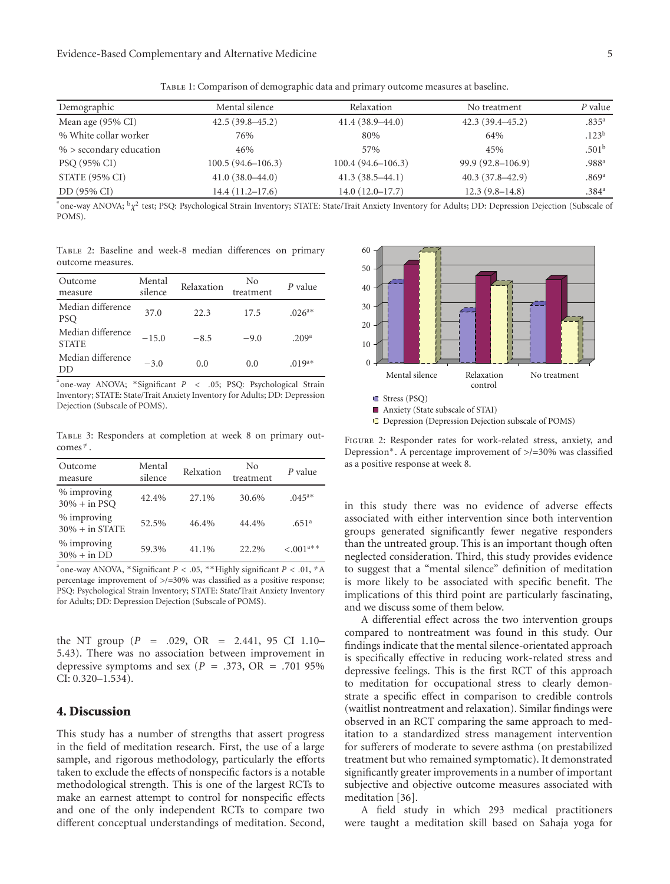Table 1: Comparison of demographic data and primary outcome measures at baseline.

| Demographic | Mental silence | Relaxation | No treatment | $P$ value |
|---|---|---|---|---|
| Mean age (95% CI) | 42.5 (39.8–45.2) | 41.4 (38.9–44.0) | 42.3 (39.4–45.2) | .835[a] |
| % White collar worker | 76% | 80% | 64% | .123[b] |
| % > secondary education | 46% | 57% | 45% | .501[b] |
| PSQ (95% CI) | 100.5 (94.6–106.3) | 100.4 (94.6–106.3) | 99.9 (92.8–106.9) | .988[a] |
| STATE (95% CI) | 41.0 (38.0–44.0) | 41.3 (38.5–44.1) | 40.3 (37.8–42.9) | .869[a] |
| DD (95% CI) | 14.4 (11.2–17.6) | 14.0 (12.0–17.7) | 12.3 (9.8–14.8) | .384[a] |

[a]one-way ANOVA; [b]$\chi^2$ test; PSQ: Psychological Strain Inventory; STATE: State/Trait Anxiety Inventory for Adults; DD: Depression Dejection (Subscale of POMS).

Table 2: Baseline and week-8 median differences on primary outcome measures.

| Outcome measure | Mental silence | Relaxation | No treatment | $P$ value |
|---|---|---|---|---|
| Median difference PSQ | 37.0 | 22.3 | 17.5 | .026[a]* |
| Median difference STATE | −15.0 | −8.5 | −9.0 | .209[a] |
| Median difference DD | −3.0 | 0.0 | 0.0 | .019[a]* |

[a]one-way ANOVA; *Significant $P < .05$; PSQ: Psychological Strain Inventory; STATE: State/Trait Anxiety Inventory for Adults; DD: Depression Dejection (Subscale of POMS).

Table 3: Responders at completion at week 8 on primary outcomes[⸸].

| Outcome measure | Mental silence | Relxation | No treatment | $P$ value |
|---|---|---|---|---|
| % improving 30% + in PSQ | 42.4% | 27.1% | 30.6% | .045[a]* |
| % improving 30% + in STATE | 52.5% | 46.4% | 44.4% | .651[a] |
| % improving 30% + in DD | 59.3% | 41.1% | 22.2% | <.001[a]** |

[a]one-way ANOVA, *Significant $P < .05$, **Highly significant $P < .01$, ⸸A percentage improvement of >/=30% was classified as a positive response; PSQ: Psychological Strain Inventory; STATE: State/Trait Anxiety Inventory for Adults; DD: Depression Dejection (Subscale of POMS).

Figure 2: Responder rates for work-related stress, anxiety, and Depression*. A percentage improvement of >/=30% was classified as a positive response at week 8.

the NT group ($P = .029$, OR = 2.441, 95 CI 1.10–5.43). There was no association between improvement in depressive symptoms and sex ($P = .373$, OR = .701 95% CI: 0.320–1.534).

## 4. Discussion

This study has a number of strengths that assert progress in the field of meditation research. First, the use of a large sample, and rigorous methodology, particularly the efforts taken to exclude the effects of nonspecific factors is a notable methodological strength. This is one of the largest RCTs to make an earnest attempt to control for nonspecific effects and one of the only independent RCTs to compare two different conceptual understandings of meditation. Second, in this study there was no evidence of adverse effects associated with either intervention since both intervention groups generated significantly fewer negative responders than the untreated group. This is an important though often neglected consideration. Third, this study provides evidence to suggest that a "mental silence" definition of meditation is more likely to be associated with specific benefit. The implications of this third point are particularly fascinating, and we discuss some of them below.

A differential effect across the two intervention groups compared to nontreatment was found in this study. Our findings indicate that the mental silence-orientated approach is specifically effective in reducing work-related stress and depressive feelings. This is the first RCT of this approach to meditation for occupational stress to clearly demonstrate a specific effect in comparison to credible controls (waitlist nontreatment and relaxation). Similar findings were observed in an RCT comparing the same approach to meditation to a standardized stress management intervention for sufferers of moderate to severe asthma (on prestabilized treatment but who remained symptomatic). It demonstrated significantly greater improvements in a number of important subjective and objective outcome measures associated with meditation [36].

A field study in which 293 medical practitioners were taught a meditation skill based on Sahaja yoga for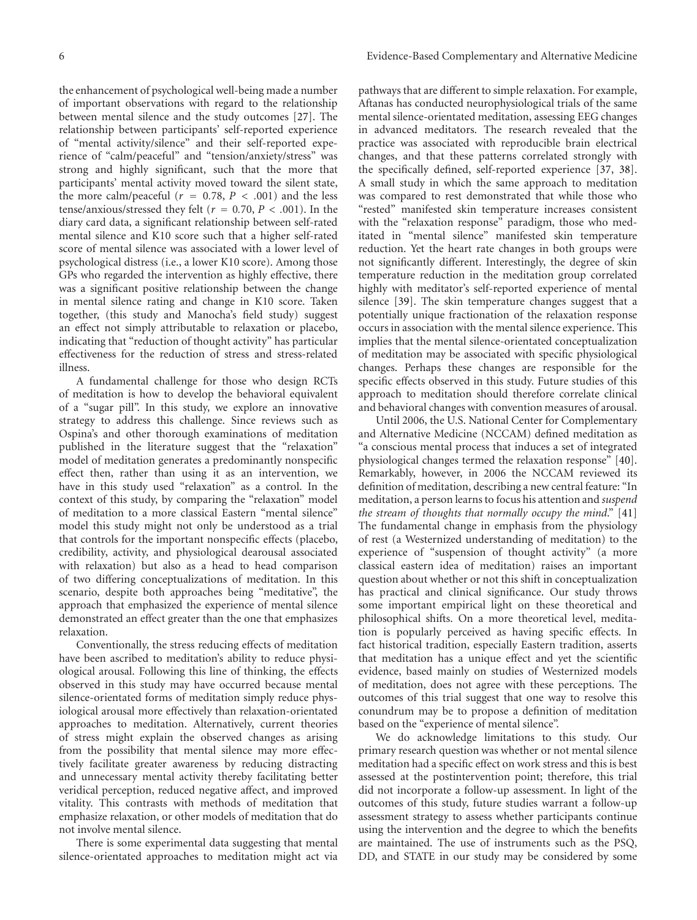the enhancement of psychological well-being made a number of important observations with regard to the relationship between mental silence and the study outcomes [27]. The relationship between participants' self-reported experience of "mental activity/silence" and their self-reported experience of "calm/peaceful" and "tension/anxiety/stress" was strong and highly significant, such that the more that participants' mental activity moved toward the silent state, the more calm/peaceful ($r = 0.78$, $P < .001$) and the less tense/anxious/stressed they felt ($r = 0.70$, $P < .001$). In the diary card data, a significant relationship between self-rated mental silence and K10 score such that a higher self-rated score of mental silence was associated with a lower level of psychological distress (i.e., a lower K10 score). Among those GPs who regarded the intervention as highly effective, there was a significant positive relationship between the change in mental silence rating and change in K10 score. Taken together, (this study and Manocha's field study) suggest an effect not simply attributable to relaxation or placebo, indicating that "reduction of thought activity" has particular effectiveness for the reduction of stress and stress-related illness.

A fundamental challenge for those who design RCTs of meditation is how to develop the behavioral equivalent of a "sugar pill". In this study, we explore an innovative strategy to address this challenge. Since reviews such as Ospina's and other thorough examinations of meditation published in the literature suggest that the "relaxation" model of meditation generates a predominantly nonspecific effect then, rather than using it as an intervention, we have in this study used "relaxation" as a control. In the context of this study, by comparing the "relaxation" model of meditation to a more classical Eastern "mental silence" model this study might not only be understood as a trial that controls for the important nonspecific effects (placebo, credibility, activity, and physiological dearousal associated with relaxation) but also as a head to head comparison of two differing conceptualizations of meditation. In this scenario, despite both approaches being "meditative", the approach that emphasized the experience of mental silence demonstrated an effect greater than the one that emphasizes relaxation.

Conventionally, the stress reducing effects of meditation have been ascribed to meditation's ability to reduce physiological arousal. Following this line of thinking, the effects observed in this study may have occurred because mental silence-orientated forms of meditation simply reduce physiological arousal more effectively than relaxation-orientated approaches to meditation. Alternatively, current theories of stress might explain the observed changes as arising from the possibility that mental silence may more effectively facilitate greater awareness by reducing distracting and unnecessary mental activity thereby facilitating better veridical perception, reduced negative affect, and improved vitality. This contrasts with methods of meditation that emphasize relaxation, or other models of meditation that do not involve mental silence.

There is some experimental data suggesting that mental silence-orientated approaches to meditation might act via pathways that are different to simple relaxation. For example, Aftanas has conducted neurophysiological trials of the same mental silence-orientated meditation, assessing EEG changes in advanced meditators. The research revealed that the practice was associated with reproducible brain electrical changes, and that these patterns correlated strongly with the specifically defined, self-reported experience [37, 38]. A small study in which the same approach to meditation was compared to rest demonstrated that while those who "rested" manifested skin temperature increases consistent with the "relaxation response" paradigm, those who meditated in "mental silence" manifested skin temperature reduction. Yet the heart rate changes in both groups were not significantly different. Interestingly, the degree of skin temperature reduction in the meditation group correlated highly with meditator's self-reported experience of mental silence [39]. The skin temperature changes suggest that a potentially unique fractionation of the relaxation response occurs in association with the mental silence experience. This implies that the mental silence-orientated conceptualization of meditation may be associated with specific physiological changes. Perhaps these changes are responsible for the specific effects observed in this study. Future studies of this approach to meditation should therefore correlate clinical and behavioral changes with convention measures of arousal.

Until 2006, the U.S. National Center for Complementary and Alternative Medicine (NCCAM) defined meditation as "a conscious mental process that induces a set of integrated physiological changes termed the relaxation response" [40]. Remarkably, however, in 2006 the NCCAM reviewed its definition of meditation, describing a new central feature: "In meditation, a person learns to focus his attention and *suspend the stream of thoughts that normally occupy the mind*." [41] The fundamental change in emphasis from the physiology of rest (a Westernized understanding of meditation) to the experience of "suspension of thought activity" (a more classical eastern idea of meditation) raises an important question about whether or not this shift in conceptualization has practical and clinical significance. Our study throws some important empirical light on these theoretical and philosophical shifts. On a more theoretical level, meditation is popularly perceived as having specific effects. In fact historical tradition, especially Eastern tradition, asserts that meditation has a unique effect and yet the scientific evidence, based mainly on studies of Westernized models of meditation, does not agree with these perceptions. The outcomes of this trial suggest that one way to resolve this conundrum may be to propose a definition of meditation based on the "experience of mental silence".

We do acknowledge limitations to this study. Our primary research question was whether or not mental silence meditation had a specific effect on work stress and this is best assessed at the postintervention point; therefore, this trial did not incorporate a follow-up assessment. In light of the outcomes of this study, future studies warrant a follow-up assessment strategy to assess whether participants continue using the intervention and the degree to which the benefits are maintained. The use of instruments such as the PSQ, DD, and STATE in our study may be considered by some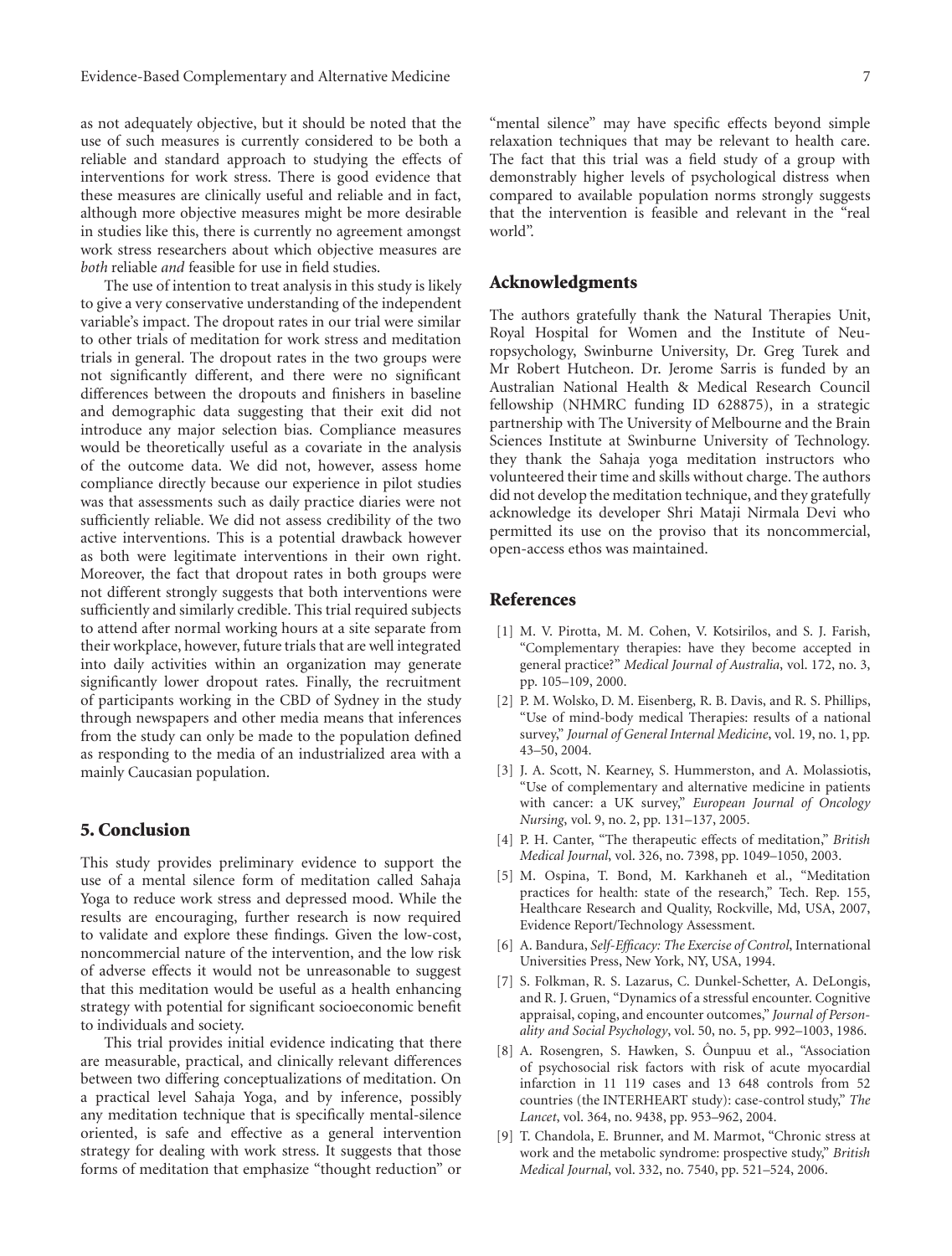as not adequately objective, but it should be noted that the use of such measures is currently considered to be both a reliable and standard approach to studying the effects of interventions for work stress. There is good evidence that these measures are clinically useful and reliable and in fact, although more objective measures might be more desirable in studies like this, there is currently no agreement amongst work stress researchers about which objective measures are *both* reliable *and* feasible for use in field studies.

The use of intention to treat analysis in this study is likely to give a very conservative understanding of the independent variable's impact. The dropout rates in our trial were similar to other trials of meditation for work stress and meditation trials in general. The dropout rates in the two groups were not significantly different, and there were no significant differences between the dropouts and finishers in baseline and demographic data suggesting that their exit did not introduce any major selection bias. Compliance measures would be theoretically useful as a covariate in the analysis of the outcome data. We did not, however, assess home compliance directly because our experience in pilot studies was that assessments such as daily practice diaries were not sufficiently reliable. We did not assess credibility of the two active interventions. This is a potential drawback however as both were legitimate interventions in their own right. Moreover, the fact that dropout rates in both groups were not different strongly suggests that both interventions were sufficiently and similarly credible. This trial required subjects to attend after normal working hours at a site separate from their workplace, however, future trials that are well integrated into daily activities within an organization may generate significantly lower dropout rates. Finally, the recruitment of participants working in the CBD of Sydney in the study through newspapers and other media means that inferences from the study can only be made to the population defined as responding to the media of an industrialized area with a mainly Caucasian population.

## 5. Conclusion

This study provides preliminary evidence to support the use of a mental silence form of meditation called Sahaja Yoga to reduce work stress and depressed mood. While the results are encouraging, further research is now required to validate and explore these findings. Given the low-cost, noncommercial nature of the intervention, and the low risk of adverse effects it would not be unreasonable to suggest that this meditation would be useful as a health enhancing strategy with potential for significant socioeconomic benefit to individuals and society.

This trial provides initial evidence indicating that there are measurable, practical, and clinically relevant differences between two differing conceptualizations of meditation. On a practical level Sahaja Yoga, and by inference, possibly any meditation technique that is specifically mental-silence oriented, is safe and effective as a general intervention strategy for dealing with work stress. It suggests that those forms of meditation that emphasize "thought reduction" or "mental silence" may have specific effects beyond simple relaxation techniques that may be relevant to health care. The fact that this trial was a field study of a group with demonstrably higher levels of psychological distress when compared to available population norms strongly suggests that the intervention is feasible and relevant in the "real world".

## Acknowledgments

The authors gratefully thank the Natural Therapies Unit, Royal Hospital for Women and the Institute of Neuropsychology, Swinburne University, Dr. Greg Turek and Mr Robert Hutcheon. Dr. Jerome Sarris is funded by an Australian National Health & Medical Research Council fellowship (NHMRC funding ID 628875), in a strategic partnership with The University of Melbourne and the Brain Sciences Institute at Swinburne University of Technology. they thank the Sahaja yoga meditation instructors who volunteered their time and skills without charge. The authors did not develop the meditation technique, and they gratefully acknowledge its developer Shri Mataji Nirmala Devi who permitted its use on the proviso that its noncommercial, open-access ethos was maintained.

## References

[1] M. V. Pirotta, M. M. Cohen, V. Kotsirilos, and S. J. Farish, "Complementary therapies: have they become accepted in general practice?" *Medical Journal of Australia*, vol. 172, no. 3, pp. 105–109, 2000.

[2] P. M. Wolsko, D. M. Eisenberg, R. B. Davis, and R. S. Phillips, "Use of mind-body medical Therapies: results of a national survey," *Journal of General Internal Medicine*, vol. 19, no. 1, pp. 43–50, 2004.

[3] J. A. Scott, N. Kearney, S. Hummerston, and A. Molassiotis, "Use of complementary and alternative medicine in patients with cancer: a UK survey," *European Journal of Oncology Nursing*, vol. 9, no. 2, pp. 131–137, 2005.

[4] P. H. Canter, "The therapeutic effects of meditation," *British Medical Journal*, vol. 326, no. 7398, pp. 1049–1050, 2003.

[5] M. Ospina, T. Bond, M. Karkhaneh et al., "Meditation practices for health: state of the research," Tech. Rep. 155, Healthcare Research and Quality, Rockville, Md, USA, 2007, Evidence Report/Technology Assessment.

[6] A. Bandura, *Self-Efficacy: The Exercise of Control*, International Universities Press, New York, NY, USA, 1994.

[7] S. Folkman, R. S. Lazarus, C. Dunkel-Schetter, A. DeLongis, and R. J. Gruen, "Dynamics of a stressful encounter. Cognitive appraisal, coping, and encounter outcomes," *Journal of Personality and Social Psychology*, vol. 50, no. 5, pp. 992–1003, 1986.

[8] A. Rosengren, S. Hawken, S. Ôunpuu et al., "Association of psychosocial risk factors with risk of acute myocardial infarction in 11 119 cases and 13 648 controls from 52 countries (the INTERHEART study): case-control study," *The Lancet*, vol. 364, no. 9438, pp. 953–962, 2004.

[9] T. Chandola, E. Brunner, and M. Marmot, "Chronic stress at work and the metabolic syndrome: prospective study," *British Medical Journal*, vol. 332, no. 7540, pp. 521–524, 2006.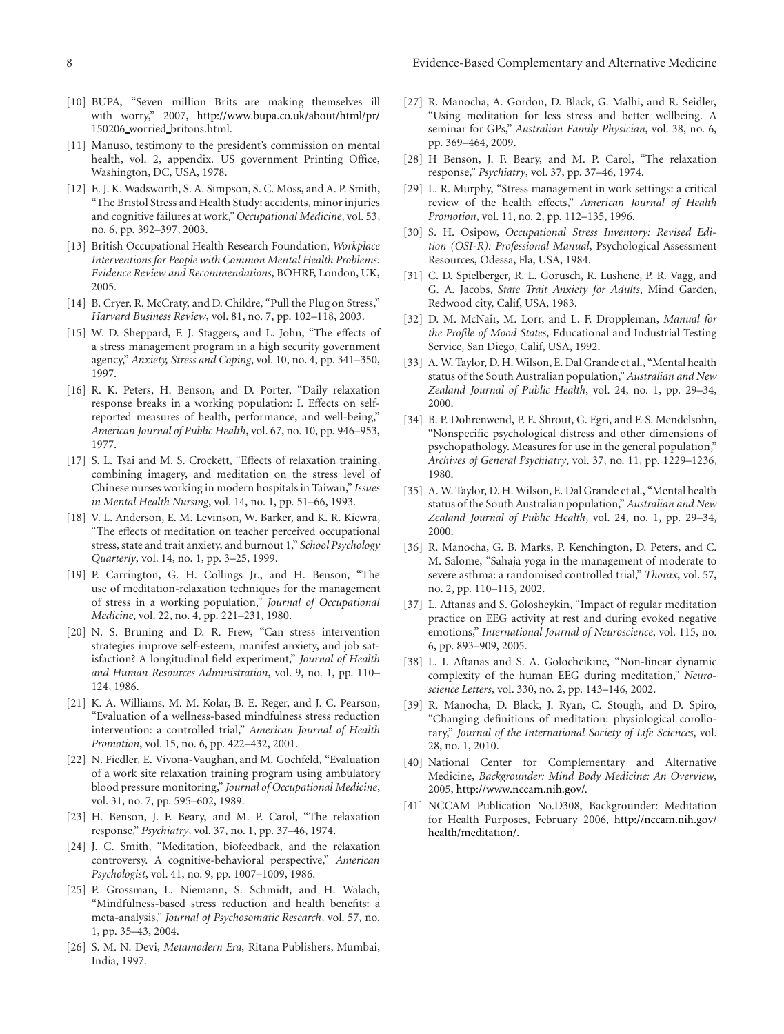[10] BUPA, "Seven million Brits are making themselves ill with worry," 2007, http://www.bupa.co.uk/about/html/pr/150206_worried_britons.html.

[11] Manuso, testimony to the president's commission on mental health, vol. 2, appendix. US government Printing Office, Washington, DC, USA, 1978.

[12] E. J. K. Wadsworth, S. A. Simpson, S. C. Moss, and A. P. Smith, "The Bristol Stress and Health Study: accidents, minor injuries and cognitive failures at work," *Occupational Medicine*, vol. 53, no. 6, pp. 392–397, 2003.

[13] British Occupational Health Research Foundation, *Workplace Interventions for People with Common Mental Health Problems: Evidence Review and Recommendations*, BOHRF, London, UK, 2005.

[14] B. Cryer, R. McCraty, and D. Childre, "Pull the Plug on Stress," *Harvard Business Review*, vol. 81, no. 7, pp. 102–118, 2003.

[15] W. D. Sheppard, F. J. Staggers, and L. John, "The effects of a stress management program in a high security government agency," *Anxiety, Stress and Coping*, vol. 10, no. 4, pp. 341–350, 1997.

[16] R. K. Peters, H. Benson, and D. Porter, "Daily relaxation response breaks in a working population: I. Effects on self-reported measures of health, performance, and well-being," *American Journal of Public Health*, vol. 67, no. 10, pp. 946–953, 1977.

[17] S. L. Tsai and M. S. Crockett, "Effects of relaxation training, combining imagery, and meditation on the stress level of Chinese nurses working in modern hospitals in Taiwan," *Issues in Mental Health Nursing*, vol. 14, no. 1, pp. 51–66, 1993.

[18] V. L. Anderson, E. M. Levinson, W. Barker, and K. R. Kiewra, "The effects of meditation on teacher perceived occupational stress, state and trait anxiety, and burnout 1," *School Psychology Quarterly*, vol. 14, no. 1, pp. 3–25, 1999.

[19] P. Carrington, G. H. Collings Jr., and H. Benson, "The use of meditation-relaxation techniques for the management of stress in a working population," *Journal of Occupational Medicine*, vol. 22, no. 4, pp. 221–231, 1980.

[20] N. S. Bruning and D. R. Frew, "Can stress intervention strategies improve self-esteem, manifest anxiety, and job satisfaction? A longitudinal field experiment," *Journal of Health and Human Resources Administration*, vol. 9, no. 1, pp. 110–124, 1986.

[21] K. A. Williams, M. M. Kolar, B. E. Reger, and J. C. Pearson, "Evaluation of a wellness-based mindfulness stress reduction intervention: a controlled trial," *American Journal of Health Promotion*, vol. 15, no. 6, pp. 422–432, 2001.

[22] N. Fiedler, E. Vivona-Vaughan, and M. Gochfeld, "Evaluation of a work site relaxation training program using ambulatory blood pressure monitoring," *Journal of Occupational Medicine*, vol. 31, no. 7, pp. 595–602, 1989.

[23] H. Benson, J. F. Beary, and M. P. Carol, "The relaxation response," *Psychiatry*, vol. 37, no. 1, pp. 37–46, 1974.

[24] J. C. Smith, "Meditation, biofeedback, and the relaxation controversy. A cognitive-behavioral perspective," *American Psychologist*, vol. 41, no. 9, pp. 1007–1009, 1986.

[25] P. Grossman, L. Niemann, S. Schmidt, and H. Walach, "Mindfulness-based stress reduction and health benefits: a meta-analysis," *Journal of Psychosomatic Research*, vol. 57, no. 1, pp. 35–43, 2004.

[26] S. M. N. Devi, *Metamodern Era*, Ritana Publishers, Mumbai, India, 1997.

[27] R. Manocha, A. Gordon, D. Black, G. Malhi, and R. Seidler, "Using meditation for less stress and better wellbeing. A seminar for GPs," *Australian Family Physician*, vol. 38, no. 6, pp. 369–464, 2009.

[28] H Benson, J. F. Beary, and M. P. Carol, "The relaxation response," *Psychiatry*, vol. 37, pp. 37–46, 1974.

[29] L. R. Murphy, "Stress management in work settings: a critical review of the health effects," *American Journal of Health Promotion*, vol. 11, no. 2, pp. 112–135, 1996.

[30] S. H. Osipow, *Occupational Stress Inventory: Revised Edition (OSI-R): Professional Manual*, Psychological Assessment Resources, Odessa, Fla, USA, 1984.

[31] C. D. Spielberger, R. L. Gorusch, R. Lushene, P. R. Vagg, and G. A. Jacobs, *State Trait Anxiety for Adults*, Mind Garden, Redwood city, Calif, USA, 1983.

[32] D. M. McNair, M. Lorr, and L. F. Droppleman, *Manual for the Profile of Mood States*, Educational and Industrial Testing Service, San Diego, Calif, USA, 1992.

[33] A. W. Taylor, D. H. Wilson, E. Dal Grande et al., "Mental health status of the South Australian population," *Australian and New Zealand Journal of Public Health*, vol. 24, no. 1, pp. 29–34, 2000.

[34] B. P. Dohrenwend, P. E. Shrout, G. Egri, and F. S. Mendelsohn, "Nonspecific psychological distress and other dimensions of psychopathology. Measures for use in the general population," *Archives of General Psychiatry*, vol. 37, no. 11, pp. 1229–1236, 1980.

[35] A. W. Taylor, D. H. Wilson, E. Dal Grande et al., "Mental health status of the South Australian population," *Australian and New Zealand Journal of Public Health*, vol. 24, no. 1, pp. 29–34, 2000.

[36] R. Manocha, G. B. Marks, P. Kenchington, D. Peters, and C. M. Salome, "Sahaja yoga in the management of moderate to severe asthma: a randomised controlled trial," *Thorax*, vol. 57, no. 2, pp. 110–115, 2002.

[37] L. Aftanas and S. Golosheykin, "Impact of regular meditation practice on EEG activity at rest and during evoked negative emotions," *International Journal of Neuroscience*, vol. 115, no. 6, pp. 893–909, 2005.

[38] L. I. Aftanas and S. A. Golocheikine, "Non-linear dynamic complexity of the human EEG during meditation," *Neuroscience Letters*, vol. 330, no. 2, pp. 143–146, 2002.

[39] R. Manocha, D. Black, J. Ryan, C. Stough, and D. Spiro, "Changing definitions of meditation: physiological corollorary," *Journal of the International Society of Life Sciences*, vol. 28, no. 1, 2010.

[40] National Center for Complementary and Alternative Medicine, *Backgrounder: Mind Body Medicine: An Overview*, 2005, http://www.nccam.nih.gov/.

[41] NCCAM Publication No.D308, Backgrounder: Meditation for Health Purposes, February 2006, http://nccam.nih.gov/health/meditation/.